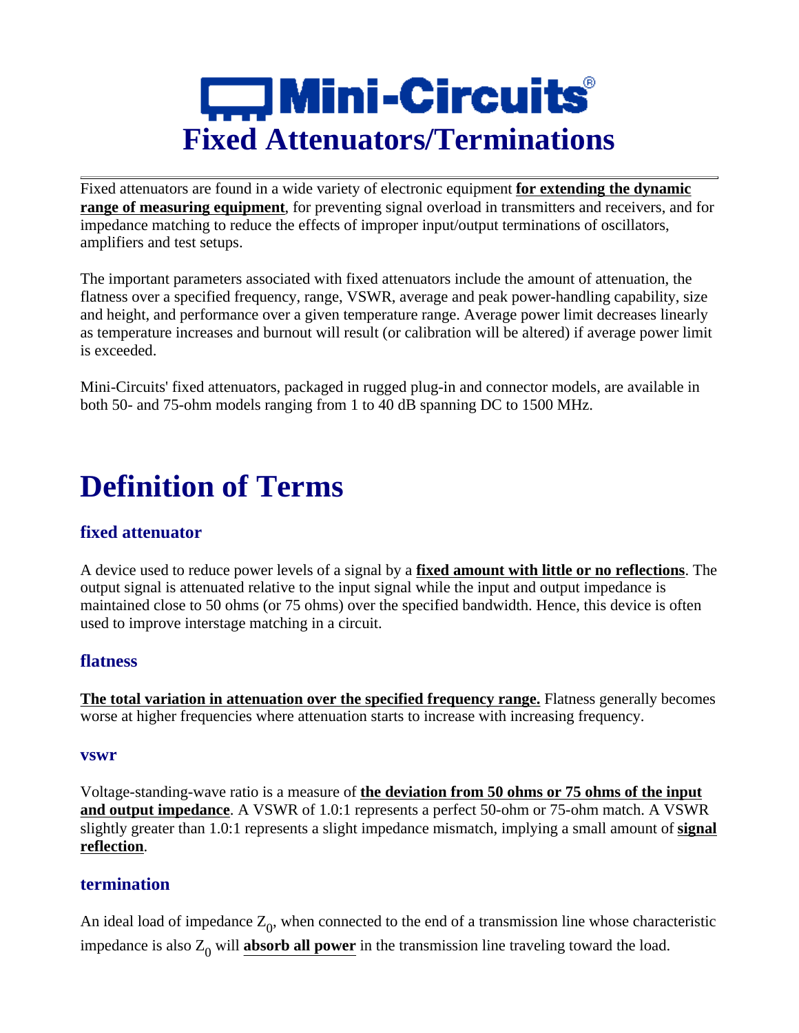# Mini-Circuits®
# Fixed Attenuators/Terminations

---

Fixed attenuators are found in a wide variety of electronic equipment **for extending the dynamic range of measuring equipment**, for preventing signal overload in transmitters and receivers, and for impedance matching to reduce the effects of improper input/output terminations of oscillators, amplifiers and test setups.

The important parameters associated with fixed attenuators include the amount of attenuation, the flatness over a specified frequency, range, VSWR, average and peak power-handling capability, size and height, and performance over a given temperature range. Average power limit decreases linearly as temperature increases and burnout will result (or calibration will be altered) if average power limit is exceeded.

Mini-Circuits' fixed attenuators, packaged in rugged plug-in and connector models, are available in both 50- and 75-ohm models ranging from 1 to 40 dB spanning DC to 1500 MHz.

# Definition of Terms

### fixed attenuator

A device used to reduce power levels of a signal by a **fixed amount with little or no reflections**. The output signal is attenuated relative to the input signal while the input and output impedance is maintained close to 50 ohms (or 75 ohms) over the specified bandwidth. Hence, this device is often used to improve interstage matching in a circuit.

### flatness

**The total variation in attenuation over the specified frequency range.** Flatness generally becomes worse at higher frequencies where attenuation starts to increase with increasing frequency.

#### vswr

Voltage-standing-wave ratio is a measure of **the deviation from 50 ohms or 75 ohms of the input and output impedance**. A VSWR of 1.0:1 represents a perfect 50-ohm or 75-ohm match. A VSWR slightly greater than 1.0:1 represents a slight impedance mismatch, implying a small amount of **signal reflection**.

### termination

An ideal load of impedance $Z_0$, when connected to the end of a transmission line whose characteristic impedance is also $Z_0$ will **absorb all power** in the transmission line traveling toward the load.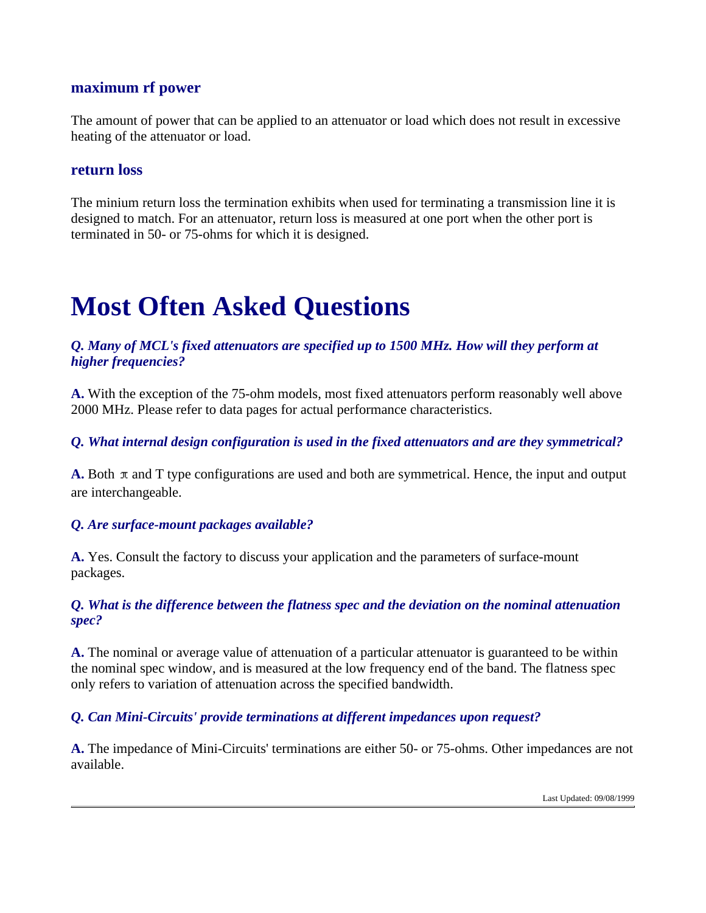### maximum rf power

The amount of power that can be applied to an attenuator or load which does not result in excessive heating of the attenuator or load.

### return loss

The minium return loss the termination exhibits when used for terminating a transmission line it is designed to match. For an attenuator, return loss is measured at one port when the other port is terminated in 50- or 75-ohms for which it is designed.

# Most Often Asked Questions

***Q. Many of MCL's fixed attenuators are specified up to 1500 MHz. How will they perform at higher frequencies?***

**A.** With the exception of the 75-ohm models, most fixed attenuators perform reasonably well above 2000 MHz. Please refer to data pages for actual performance characteristics.

***Q. What internal design configuration is used in the fixed attenuators and are they symmetrical?***

**A.** Both $\pi$ and T type configurations are used and both are symmetrical. Hence, the input and output are interchangeable.

***Q. Are surface-mount packages available?***

**A.** Yes. Consult the factory to discuss your application and the parameters of surface-mount packages.

***Q. What is the difference between the flatness spec and the deviation on the nominal attenuation spec?***

**A.** The nominal or average value of attenuation of a particular attenuator is guaranteed to be within the nominal spec window, and is measured at the low frequency end of the band. The flatness spec only refers to variation of attenuation across the specified bandwidth.

***Q. Can Mini-Circuits' provide terminations at different impedances upon request?***

**A.** The impedance of Mini-Circuits' terminations are either 50- or 75-ohms. Other impedances are not available.

Last Updated: 09/08/1999